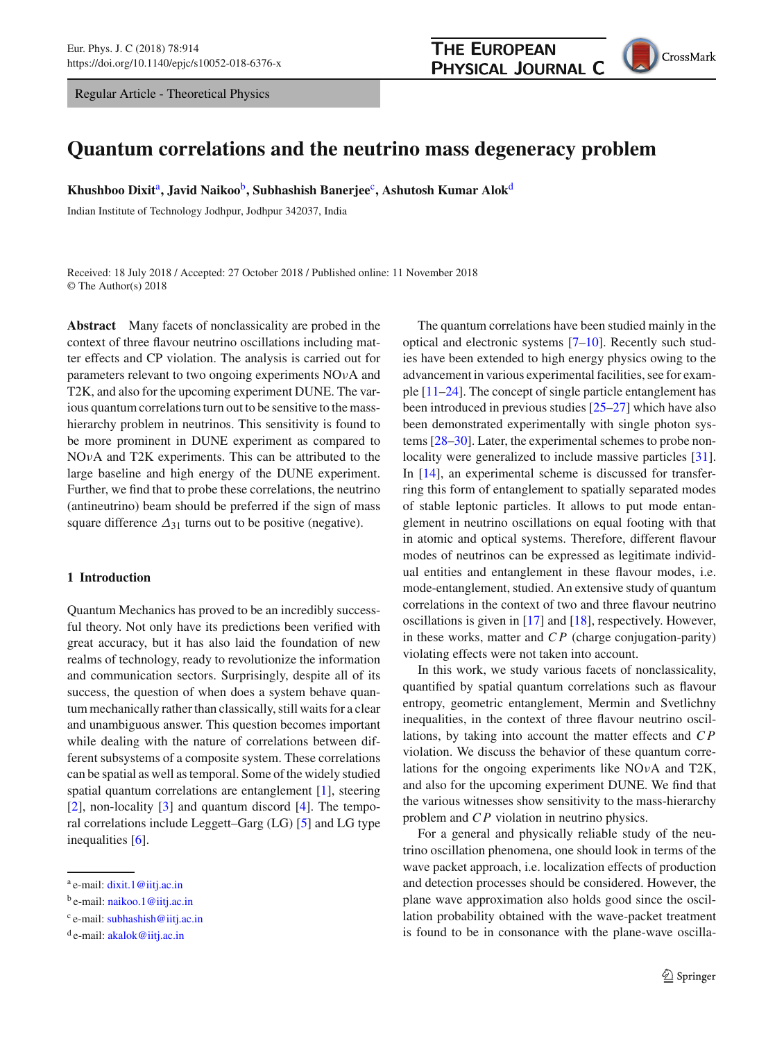Regular Article - Theoretical Physics

# Quantum correlations and the neutrino mass degeneracy problem

**Khushboo Dixit**[a], **Javid Naikoo**[b], **Subhashish Banerjee**[c], **Ashutosh Kumar Alok**[d]

Indian Institute of Technology Jodhpur, Jodhpur 342037, India

Received: 18 July 2018 / Accepted: 27 October 2018 / Published online: 11 November 2018
© The Author(s) 2018

**Abstract** Many facets of nonclassicality are probed in the context of three flavour neutrino oscillations including matter effects and CP violation. The analysis is carried out for parameters relevant to two ongoing experiments NO$\nu$A and T2K, and also for the upcoming experiment DUNE. The various quantum correlations turn out to be sensitive to the mass-hierarchy problem in neutrinos. This sensitivity is found to be more prominent in DUNE experiment as compared to NO$\nu$A and T2K experiments. This can be attributed to the large baseline and high energy of the DUNE experiment. Further, we find that to probe these correlations, the neutrino (antineutrino) beam should be preferred if the sign of mass square difference $\Delta_{31}$ turns out to be positive (negative).

## 1 Introduction

Quantum Mechanics has proved to be an incredibly successful theory. Not only have its predictions been verified with great accuracy, but it has also laid the foundation of new realms of technology, ready to revolutionize the information and communication sectors. Surprisingly, despite all of its success, the question of when does a system behave quantum mechanically rather than classically, still waits for a clear and unambiguous answer. This question becomes important while dealing with the nature of correlations between different subsystems of a composite system. These correlations can be spatial as well as temporal. Some of the widely studied spatial quantum correlations are entanglement [1], steering [2], non-locality [3] and quantum discord [4]. The temporal correlations include Leggett–Garg (LG) [5] and LG type inequalities [6].

The quantum correlations have been studied mainly in the optical and electronic systems [7–10]. Recently such studies have been extended to high energy physics owing to the advancement in various experimental facilities, see for example [11–24]. The concept of single particle entanglement has been introduced in previous studies [25–27] which have also been demonstrated experimentally with single photon systems [28–30]. Later, the experimental schemes to probe non-locality were generalized to include massive particles [31]. In [14], an experimental scheme is discussed for transferring this form of entanglement to spatially separated modes of stable leptonic particles. It allows to put mode entanglement in neutrino oscillations on equal footing with that in atomic and optical systems. Therefore, different flavour modes of neutrinos can be expressed as legitimate individual entities and entanglement in these flavour modes, i.e. mode-entanglement, studied. An extensive study of quantum correlations in the context of two and three flavour neutrino oscillations is given in [17] and [18], respectively. However, in these works, matter and $CP$ (charge conjugation-parity) violating effects were not taken into account.

In this work, we study various facets of nonclassicality, quantified by spatial quantum correlations such as flavour entropy, geometric entanglement, Mermin and Svetlichny inequalities, in the context of three flavour neutrino oscillations, by taking into account the matter effects and $CP$ violation. We discuss the behavior of these quantum correlations for the ongoing experiments like NO$\nu$A and T2K, and also for the upcoming experiment DUNE. We find that the various witnesses show sensitivity to the mass-hierarchy problem and $CP$ violation in neutrino physics.

For a general and physically reliable study of the neutrino oscillation phenomena, one should look in terms of the wave packet approach, i.e. localization effects of production and detection processes should be considered. However, the plane wave approximation also holds good since the oscillation probability obtained with the wave-packet treatment is found to be in consonance with the plane-wave oscilla-

[a] e-mail: dixit.1@iitj.ac.in

[b] e-mail: naikoo.1@iitj.ac.in

[c] e-mail: subhashish@iitj.ac.in

[d] e-mail: akalok@iitj.ac.in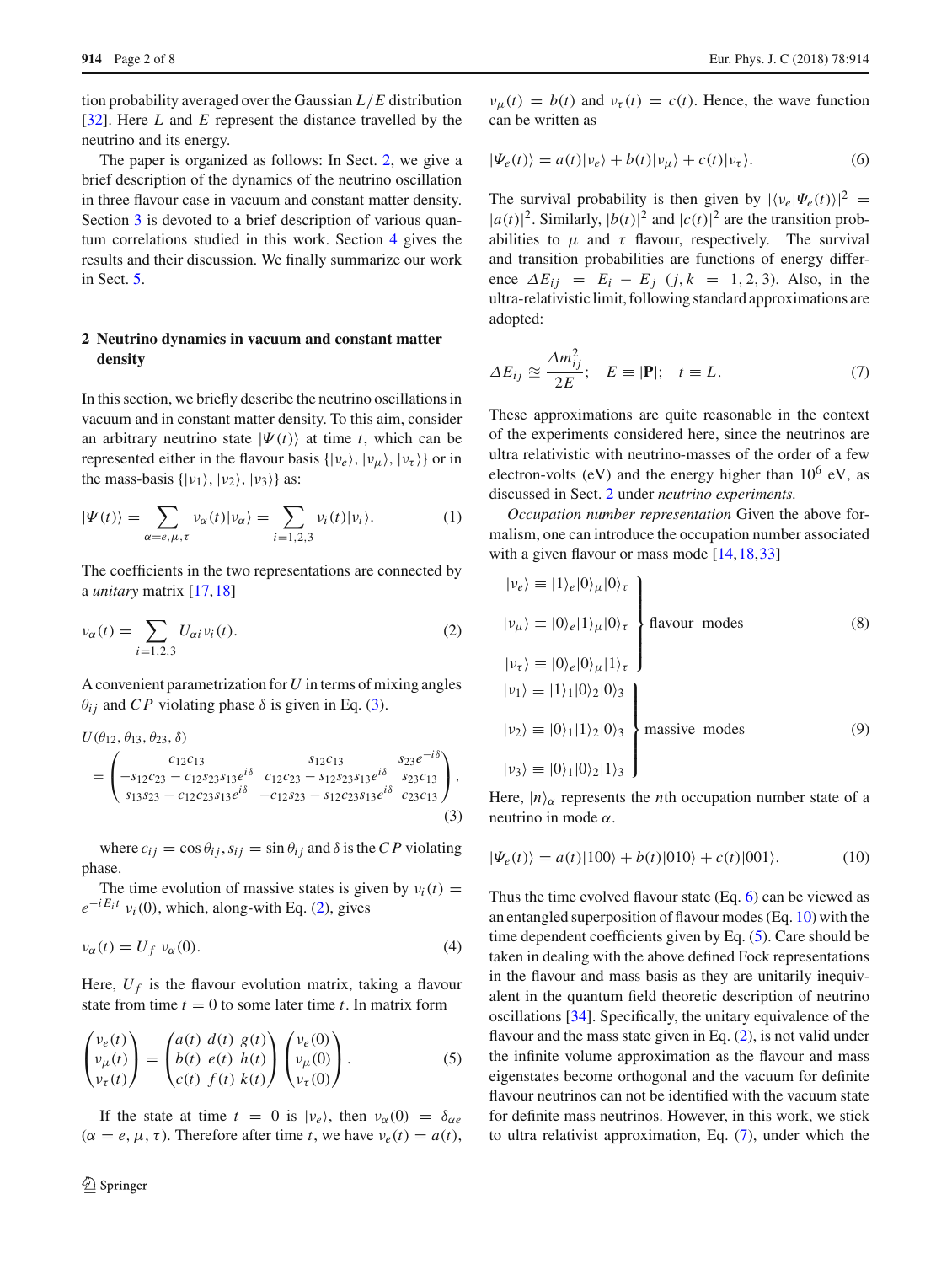tion probability averaged over the Gaussian $L/E$ distribution [32]. Here $L$ and $E$ represent the distance travelled by the neutrino and its energy.

The paper is organized as follows: In Sect. 2, we give a brief description of the dynamics of the neutrino oscillation in three flavour case in vacuum and constant matter density. Section 3 is devoted to a brief description of various quantum correlations studied in this work. Section 4 gives the results and their discussion. We finally summarize our work in Sect. 5.

## 2 Neutrino dynamics in vacuum and constant matter density

In this section, we briefly describe the neutrino oscillations in vacuum and in constant matter density. To this aim, consider an arbitrary neutrino state $|\Psi(t)\rangle$ at time $t$, which can be represented either in the flavour basis $\{|\nu_e\rangle, |\nu_\mu\rangle, |\nu_\tau\rangle\}$ or in the mass-basis $\{|\nu_1\rangle, |\nu_2\rangle, |\nu_3\rangle\}$ as:

$$|\Psi(t)\rangle = \sum_{\alpha=e,\mu,\tau} \nu_\alpha(t)|\nu_\alpha\rangle = \sum_{i=1,2,3} \nu_i(t)|\nu_i\rangle. \tag{1}$$

The coefficients in the two representations are connected by a *unitary* matrix [17,18]

$$\nu_\alpha(t) = \sum_{i=1,2,3} U_{\alpha i}\nu_i(t). \tag{2}$$

A convenient parametrization for $U$ in terms of mixing angles $\theta_{ij}$ and $CP$ violating phase $\delta$ is given in Eq. (3).

$$U(\theta_{12}, \theta_{13}, \theta_{23}, \delta) = \begin{pmatrix} c_{12}c_{13} & s_{12}c_{13} & s_{23}e^{-i\delta} \\ -s_{12}c_{23} - c_{12}s_{23}s_{13}e^{i\delta} & c_{12}c_{23} - s_{12}s_{23}s_{13}e^{i\delta} & s_{23}c_{13} \\ s_{13}s_{23} - c_{12}c_{23}s_{13}e^{i\delta} & -c_{12}s_{23} - s_{12}c_{23}s_{13}e^{i\delta} & c_{23}c_{13} \end{pmatrix}, \tag{3}$$

where $c_{ij} = \cos\theta_{ij}, s_{ij} = \sin\theta_{ij}$ and $\delta$ is the $CP$ violating phase.

The time evolution of massive states is given by $\nu_i(t) = e^{-iE_it}\ \nu_i(0)$, which, along-with Eq. (2), gives

$$\nu_\alpha(t) = U_f\ \nu_\alpha(0). \tag{4}$$

Here, $U_f$ is the flavour evolution matrix, taking a flavour state from time $t = 0$ to some later time $t$. In matrix form

$$\begin{pmatrix} \nu_e(t) \\ \nu_\mu(t) \\ \nu_\tau(t) \end{pmatrix} = \begin{pmatrix} a(t) & d(t) & g(t) \\ b(t) & e(t) & h(t) \\ c(t) & f(t) & k(t) \end{pmatrix} \begin{pmatrix} \nu_e(0) \\ \nu_\mu(0) \\ \nu_\tau(0) \end{pmatrix}. \tag{5}$$

If the state at time $t = 0$ is $|\nu_e\rangle$, then $\nu_\alpha(0) = \delta_{\alpha e}$ $(\alpha = e, \mu, \tau)$. Therefore after time $t$, we have $\nu_e(t) = a(t)$, $\nu_\mu(t) = b(t)$ and $\nu_\tau(t) = c(t)$. Hence, the wave function can be written as

$$|\Psi_e(t)\rangle = a(t)|\nu_e\rangle + b(t)|\nu_\mu\rangle + c(t)|\nu_\tau\rangle. \tag{6}$$

The survival probability is then given by $|\langle\nu_e|\Psi_e(t)\rangle|^2 = |a(t)|^2$. Similarly, $|b(t)|^2$ and $|c(t)|^2$ are the transition probabilities to $\mu$ and $\tau$ flavour, respectively. The survival and transition probabilities are functions of energy difference $\Delta E_{ij} = E_i - E_j$ $(j, k = 1, 2, 3)$. Also, in the ultra-relativistic limit, following standard approximations are adopted:

$$\Delta E_{ij} \approxeq \frac{\Delta m_{ij}^2}{2E}; \quad E \equiv |\mathbf{P}|; \quad t \equiv L. \tag{7}$$

These approximations are quite reasonable in the context of the experiments considered here, since the neutrinos are ultra relativistic with neutrino-masses of the order of a few electron-volts (eV) and the energy higher than $10^6$ eV, as discussed in Sect. 2 under *neutrino experiments.*

*Occupation number representation* Given the above formalism, one can introduce the occupation number associated with a given flavour or mass mode [14,18,33]

$$\left.\begin{aligned} |\nu_e\rangle &\equiv |1\rangle_e|0\rangle_\mu|0\rangle_\tau \\ |\nu_\mu\rangle &\equiv |0\rangle_e|1\rangle_\mu|0\rangle_\tau \\ |\nu_\tau\rangle &\equiv |0\rangle_e|0\rangle_\mu|1\rangle_\tau \end{aligned}\right\}\ \text{flavour modes} \tag{8}$$

$$\left.\begin{aligned} |\nu_1\rangle &\equiv |1\rangle_1|0\rangle_2|0\rangle_3 \\ |\nu_2\rangle &\equiv |0\rangle_1|1\rangle_2|0\rangle_3 \\ |\nu_3\rangle &\equiv |0\rangle_1|0\rangle_2|1\rangle_3 \end{aligned}\right\}\ \text{massive modes} \tag{9}$$

Here, $|n\rangle_\alpha$ represents the $n$th occupation number state of a neutrino in mode $\alpha$.

$$|\Psi_e(t)\rangle = a(t)|100\rangle + b(t)|010\rangle + c(t)|001\rangle. \tag{10}$$

Thus the time evolved flavour state (Eq. 6) can be viewed as an entangled superposition of flavour modes (Eq. 10) with the time dependent coefficients given by Eq. (5). Care should be taken in dealing with the above defined Fock representations in the flavour and mass basis as they are unitarily inequivalent in the quantum field theoretic description of neutrino oscillations [34]. Specifically, the unitary equivalence of the flavour and the mass state given in Eq. (2), is not valid under the infinite volume approximation as the flavour and mass eigenstates become orthogonal and the vacuum for definite flavour neutrinos can not be identified with the vacuum state for definite mass neutrinos. However, in this work, we stick to ultra relativist approximation, Eq. (7), under which the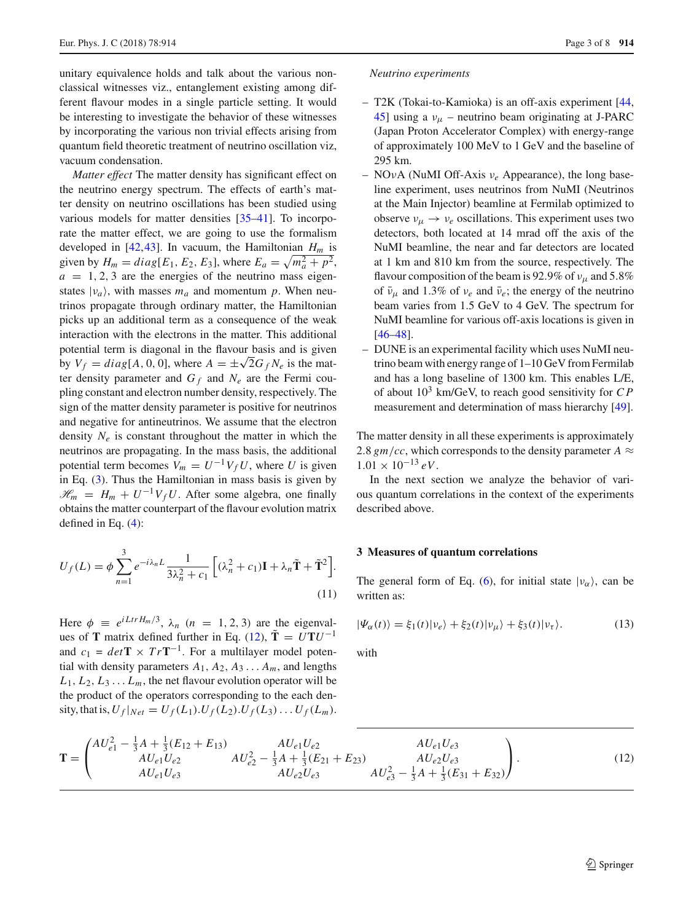unitary equivalence holds and talk about the various non-classical witnesses viz., entanglement existing among different flavour modes in a single particle setting. It would be interesting to investigate the behavior of these witnesses by incorporating the various non trivial effects arising from quantum field theoretic treatment of neutrino oscillation viz, vacuum condensation.

*Matter effect* The matter density has significant effect on the neutrino energy spectrum. The effects of earth's matter density on neutrino oscillations has been studied using various models for matter densities [35–41]. To incorporate the matter effect, we are going to use the formalism developed in [42,43]. In vacuum, the Hamiltonian $H_m$ is given by $H_m = diag[E_1, E_2, E_3]$, where $E_a = \sqrt{m_a^2 + p^2}$, $a = 1, 2, 3$ are the energies of the neutrino mass eigenstates $|\nu_a\rangle$, with masses $m_a$ and momentum $p$. When neutrinos propagate through ordinary matter, the Hamiltonian picks up an additional term as a consequence of the weak interaction with the electrons in the matter. This additional potential term is diagonal in the flavour basis and is given by $V_f = diag[A, 0, 0]$, where $A = \pm\sqrt{2}G_f N_e$ is the matter density parameter and $G_f$ and $N_e$ are the Fermi coupling constant and electron number density, respectively. The sign of the matter density parameter is positive for neutrinos and negative for antineutrinos. We assume that the electron density $N_e$ is constant throughout the matter in which the neutrinos are propagating. In the mass basis, the additional potential term becomes $V_m = U^{-1}V_f U$, where $U$ is given in Eq. (3). Thus the Hamiltonian in mass basis is given by $\mathscr{H}_m = H_m + U^{-1}V_f U$. After some algebra, one finally obtains the matter counterpart of the flavour evolution matrix defined in Eq. (4):

$$U_f(L) = \phi \sum_{n=1}^{3} e^{-i\lambda_n L} \frac{1}{3\lambda_n^2 + c_1} \left[(\lambda_n^2 + c_1)\mathbf{I} + \lambda_n \tilde{\mathbf{T}} + \tilde{\mathbf{T}}^2\right]. \tag{11}$$

Here $\phi \equiv e^{iLtrH_m/3}$, $\lambda_n$ $(n = 1, 2, 3)$ are the eigenvalues of $\mathbf{T}$ matrix defined further in Eq. (12), $\tilde{\mathbf{T}} = U\mathbf{T}U^{-1}$ and $c_1 = det\mathbf{T} \times Tr\mathbf{T}^{-1}$. For a multilayer model potential with density parameters $A_1, A_2, A_3 \ldots A_m$, and lengths $L_1, L_2, L_3 \ldots L_m$, the net flavour evolution operator will be the product of the operators corresponding to the each density, that is, $U_f|_{Net} = U_f(L_1).U_f(L_2).U_f(L_3)\ldots U_f(L_m)$.

$$\mathbf{T} = \begin{pmatrix} AU_{e1}^2 - \frac{1}{3}A + \frac{1}{3}(E_{12} + E_{13}) & AU_{e1}U_{e2} & AU_{e1}U_{e3} \\ AU_{e1}U_{e2} & AU_{e2}^2 - \frac{1}{3}A + \frac{1}{3}(E_{21} + E_{23}) & AU_{e2}U_{e3} \\ AU_{e1}U_{e3} & AU_{e2}U_{e3} & AU_{e3}^2 - \frac{1}{3}A + \frac{1}{3}(E_{31} + E_{32}) \end{pmatrix}. \tag{12}$$

*Neutrino experiments*

- T2K (Tokai-to-Kamioka) is an off-axis experiment [44, 45] using a $\nu_\mu$ – neutrino beam originating at J-PARC (Japan Proton Accelerator Complex) with energy-range of approximately 100 MeV to 1 GeV and the baseline of 295 km.
- NO$\nu$A (NuMI Off-Axis $\nu_e$ Appearance), the long baseline experiment, uses neutrinos from NuMI (Neutrinos at the Main Injector) beamline at Fermilab optimized to observe $\nu_\mu \rightarrow \nu_e$ oscillations. This experiment uses two detectors, both located at 14 mrad off the axis of the NuMI beamline, the near and far detectors are located at 1 km and 810 km from the source, respectively. The flavour composition of the beam is 92.9% of $\nu_\mu$ and 5.8% of $\bar{\nu}_\mu$ and 1.3% of $\nu_e$ and $\bar{\nu}_e$; the energy of the neutrino beam varies from 1.5 GeV to 4 GeV. The spectrum for NuMI beamline for various off-axis locations is given in [46–48].
- DUNE is an experimental facility which uses NuMI neutrino beam with energy range of 1–10 GeV from Fermilab and has a long baseline of 1300 km. This enables L/E, of about $10^3$ km/GeV, to reach good sensitivity for $CP$ measurement and determination of mass hierarchy [49].

The matter density in all these experiments is approximately 2.8 $gm/cc$, which corresponds to the density parameter $A \approx 1.01 \times 10^{-13}\, eV$.

In the next section we analyze the behavior of various quantum correlations in the context of the experiments described above.

## 3 Measures of quantum correlations

The general form of Eq. (6), for initial state $|\nu_\alpha\rangle$, can be written as:

$$|\Psi_\alpha(t)\rangle = \xi_1(t)|\nu_e\rangle + \xi_2(t)|\nu_\mu\rangle + \xi_3(t)|\nu_\tau\rangle. \tag{13}$$

with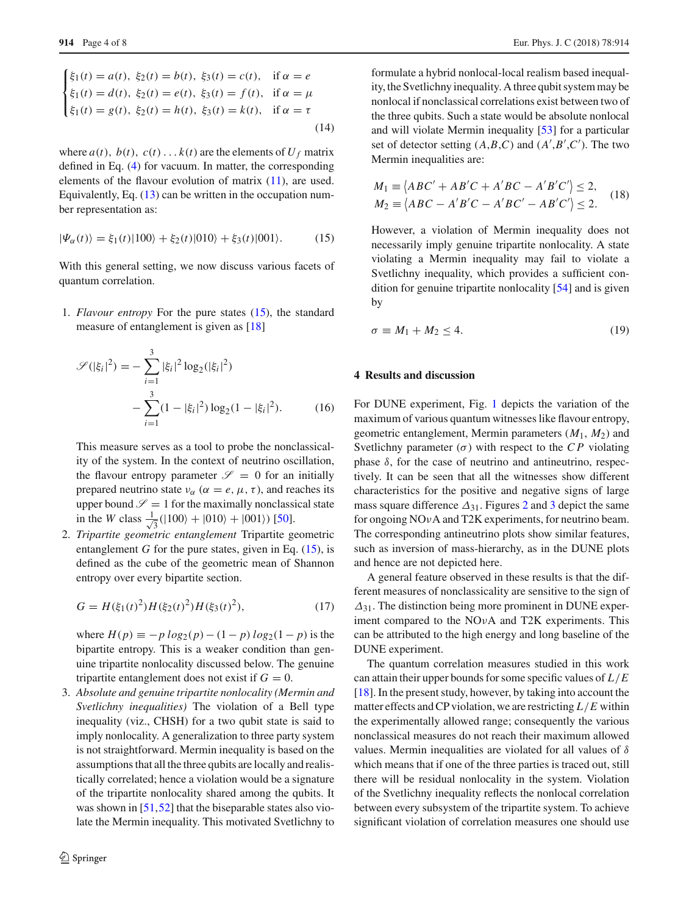$$
\begin{cases}
\xi_1(t) = a(t),\ \xi_2(t) = b(t),\ \xi_3(t) = c(t), & \text{if } \alpha = e \\
\xi_1(t) = d(t),\ \xi_2(t) = e(t),\ \xi_3(t) = f(t), & \text{if } \alpha = \mu \\
\xi_1(t) = g(t),\ \xi_2(t) = h(t),\ \xi_3(t) = k(t), & \text{if } \alpha = \tau
\end{cases}
\tag{14}
$$

where $a(t),\ b(t),\ c(t) \ldots k(t)$ are the elements of $U_f$ matrix defined in Eq. (4) for vacuum. In matter, the corresponding elements of the flavour evolution of matrix (11), are used. Equivalently, Eq. (13) can be written in the occupation number representation as:

$$
|\Psi_\alpha(t)\rangle = \xi_1(t)|100\rangle + \xi_2(t)|010\rangle + \xi_3(t)|001\rangle. \tag{15}
$$

With this general setting, we now discuss various facets of quantum correlation.

1. *Flavour entropy* For the pure states (15), the standard measure of entanglement is given as [18]

$$
\mathscr{S}(|\xi_i|^2) = -\sum_{i=1}^{3} |\xi_i|^2 \log_2(|\xi_i|^2) - \sum_{i=1}^{3} (1 - |\xi_i|^2) \log_2(1 - |\xi_i|^2). \tag{16}
$$

   This measure serves as a tool to probe the nonclassicality of the system. In the context of neutrino oscillation, the flavour entropy parameter $\mathscr{S} = 0$ for an initially prepared neutrino state $\nu_\alpha$ ($\alpha = e, \mu, \tau$), and reaches its upper bound $\mathscr{S} = 1$ for the maximally nonclassical state in the $W$ class $\frac{1}{\sqrt{3}}(|100\rangle + |010\rangle + |001\rangle)$ [50].

2. *Tripartite geometric entanglement* Tripartite geometric entanglement $G$ for the pure states, given in Eq. (15), is defined as the cube of the geometric mean of Shannon entropy over every bipartite section.

$$
G = H(\xi_1(t)^2) H(\xi_2(t)^2) H(\xi_3(t)^2), \tag{17}
$$

   where $H(p) \equiv -p\, log_2(p) - (1-p)\, log_2(1-p)$ is the bipartite entropy. This is a weaker condition than genuine tripartite nonlocality discussed below. The genuine tripartite entanglement does not exist if $G = 0$.

3. *Absolute and genuine tripartite nonlocality (Mermin and Svetlichny inequalities)* The violation of a Bell type inequality (viz., CHSH) for a two qubit state is said to imply nonlocality. A generalization to three party system is not straightforward. Mermin inequality is based on the assumptions that all the three qubits are locally and realistically correlated; hence a violation would be a signature of the tripartite nonlocality shared among the qubits. It was shown in [51,52] that the biseparable states also violate the Mermin inequality. This motivated Svetlichny to formulate a hybrid nonlocal-local realism based inequality, the Svetlichny inequality. A three qubit system may be nonlocal if nonclassical correlations exist between two of the three qubits. Such a state would be absolute nonlocal and will violate Mermin inequality [53] for a particular set of detector setting ($A$,$B$,$C$) and ($A'$,$B'$,$C'$). The two Mermin inequalities are:

$$
\begin{aligned}
M_1 &\equiv \langle ABC' + AB'C + A'BC - A'B'C' \rangle \leq 2, \\
M_2 &\equiv \langle ABC - A'B'C - A'BC' - AB'C' \rangle \leq 2.
\end{aligned}
\tag{18}
$$

   However, a violation of Mermin inequality does not necessarily imply genuine tripartite nonlocality. A state violating a Mermin inequality may fail to violate a Svetlichny inequality, which provides a sufficient condition for genuine tripartite nonlocality [54] and is given by

$$
\sigma \equiv M_1 + M_2 \leq 4. \tag{19}
$$

## 4 Results and discussion

For DUNE experiment, Fig. 1 depicts the variation of the maximum of various quantum witnesses like flavour entropy, geometric entanglement, Mermin parameters ($M_1$, $M_2$) and Svetlichny parameter ($\sigma$) with respect to the $CP$ violating phase $\delta$, for the case of neutrino and antineutrino, respectively. It can be seen that all the witnesses show different characteristics for the positive and negative signs of large mass square difference $\Delta_{31}$. Figures 2 and 3 depict the same for ongoing NO$\nu$A and T2K experiments, for neutrino beam. The corresponding antineutrino plots show similar features, such as inversion of mass-hierarchy, as in the DUNE plots and hence are not depicted here.

A general feature observed in these results is that the different measures of nonclassicality are sensitive to the sign of $\Delta_{31}$. The distinction being more prominent in DUNE experiment compared to the NO$\nu$A and T2K experiments. This can be attributed to the high energy and long baseline of the DUNE experiment.

The quantum correlation measures studied in this work can attain their upper bounds for some specific values of $L/E$ [18]. In the present study, however, by taking into account the matter effects and CP violation, we are restricting $L/E$ within the experimentally allowed range; consequently the various nonclassical measures do not reach their maximum allowed values. Mermin inequalities are violated for all values of $\delta$ which means that if one of the three parties is traced out, still there will be residual nonlocality in the system. Violation of the Svetlichny inequality reflects the nonlocal correlation between every subsystem of the tripartite system. To achieve significant violation of correlation measures one should use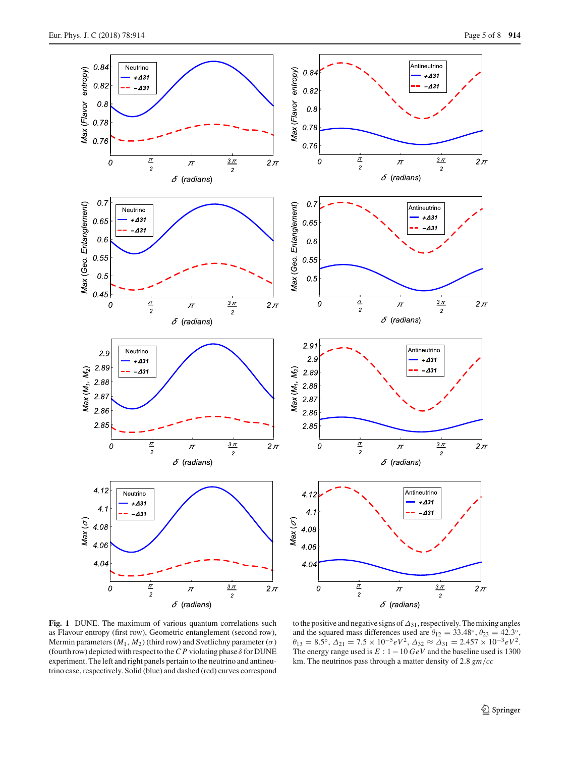**Fig. 1** DUNE. The maximum of various quantum correlations such as Flavour entropy (first row), Geometric entanglement (second row), Mermin parameters ($M_1$, $M_2$) (third row) and Svetlichny parameter ($\sigma$) (fourth row) depicted with respect to the $CP$ violating phase $\delta$ for DUNE experiment. The left and right panels pertain to the neutrino and antineutrino case, respectively. Solid (blue) and dashed (red) curves correspond to the positive and negative signs of $\Delta_{31}$, respectively. The mixing angles and the squared mass differences used are $\theta_{12} = 33.48°$, $\theta_{23} = 42.3°$, $\theta_{13} = 8.5°$, $\Delta_{21} = 7.5 \times 10^{-5} eV^2$, $\Delta_{32} \approx \Delta_{31} = 2.457 \times 10^{-3} eV^2$. The energy range used is $E$ : $1 - 10$ $GeV$ and the baseline used is 1300 km. The neutrinos pass through a matter density of 2.8 $gm/cc$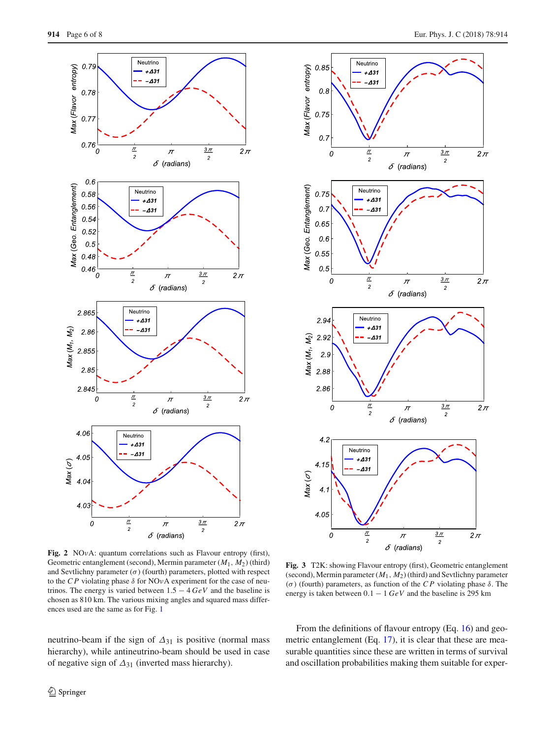**Fig. 2** NO$\nu$A: quantum correlations such as Flavour entropy (first), Geometric entanglement (second), Mermin parameter ($M_1$, $M_2$) (third) and Sevtlichny parameter ($\sigma$) (fourth) parameters, plotted with respect to the $CP$ violating phase $\delta$ for NO$\nu$A experiment for the case of neutrinos. The energy is varied between $1.5 - 4\,GeV$ and the baseline is chosen as 810 km. The various mixing angles and squared mass differences used are the same as for Fig. 1

**Fig. 3** T2K: showing Flavour entropy (first), Geometric entanglement (second), Mermin parameter ($M_1$, $M_2$) (third) and Sevtlichny parameter ($\sigma$) (fourth) parameters, as function of the $CP$ violating phase $\delta$. The energy is taken between $0.1 - 1\,GeV$ and the baseline is 295 km

neutrino-beam if the sign of $\Delta_{31}$ is positive (normal mass hierarchy), while antineutrino-beam should be used in case of negative sign of $\Delta_{31}$ (inverted mass hierarchy).

From the definitions of flavour entropy (Eq. 16) and geometric entanglement (Eq. 17), it is clear that these are measurable quantities since these are written in terms of survival and oscillation probabilities making them suitable for exper-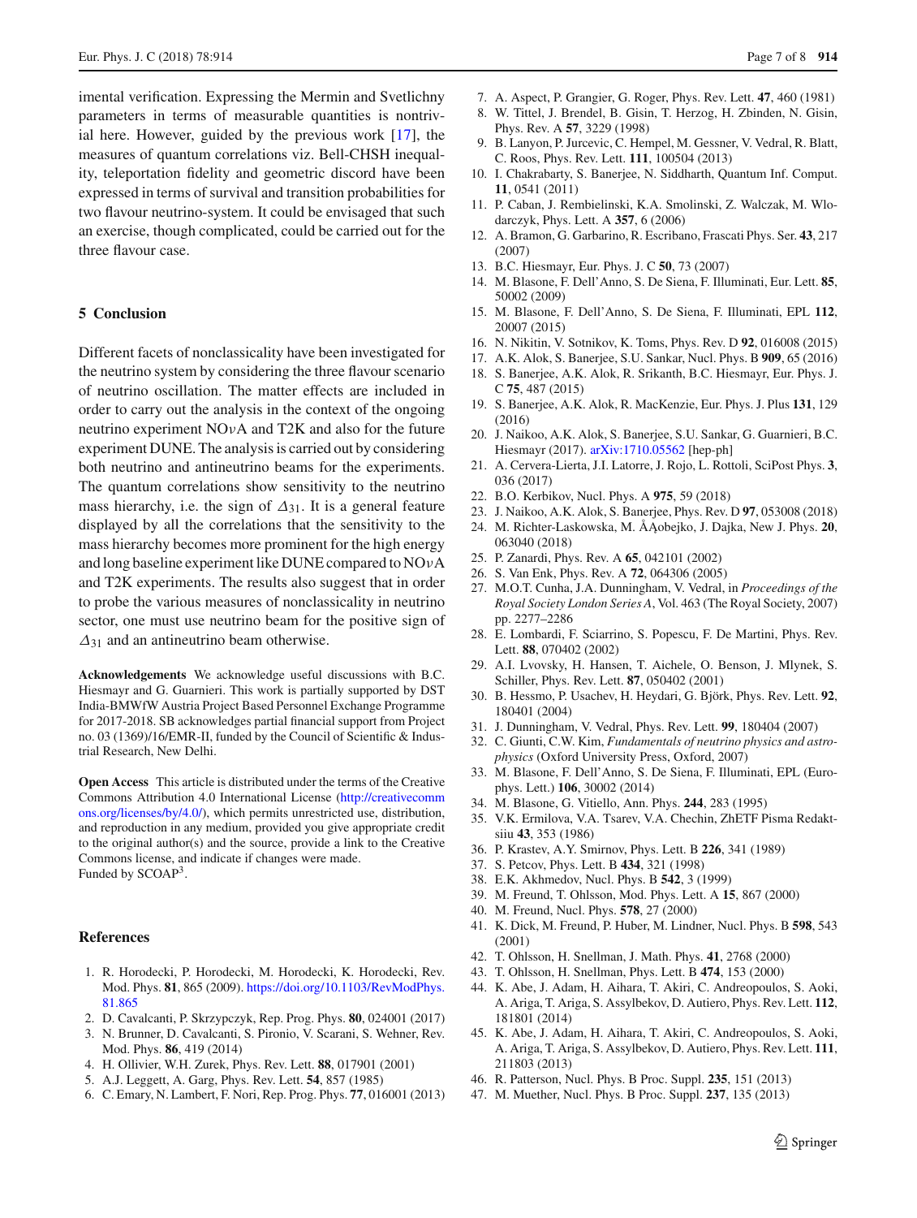imental verification. Expressing the Mermin and Svetlichny parameters in terms of measurable quantities is nontrivial here. However, guided by the previous work [17], the measures of quantum correlations viz. Bell-CHSH inequality, teleportation fidelity and geometric discord have been expressed in terms of survival and transition probabilities for two flavour neutrino-system. It could be envisaged that such an exercise, though complicated, could be carried out for the three flavour case.

## 5 Conclusion

Different facets of nonclassicality have been investigated for the neutrino system by considering the three flavour scenario of neutrino oscillation. The matter effects are included in order to carry out the analysis in the context of the ongoing neutrino experiment NO$\nu$A and T2K and also for the future experiment DUNE. The analysis is carried out by considering both neutrino and antineutrino beams for the experiments. The quantum correlations show sensitivity to the neutrino mass hierarchy, i.e. the sign of $\Delta_{31}$. It is a general feature displayed by all the correlations that the sensitivity to the mass hierarchy becomes more prominent for the high energy and long baseline experiment like DUNE compared to NO$\nu$A and T2K experiments. The results also suggest that in order to probe the various measures of nonclassicality in neutrino sector, one must use neutrino beam for the positive sign of $\Delta_{31}$ and an antineutrino beam otherwise.

**Acknowledgements** We acknowledge useful discussions with B.C. Hiesmayr and G. Guarnieri. This work is partially supported by DST India-BMWfW Austria Project Based Personnel Exchange Programme for 2017-2018. SB acknowledges partial financial support from Project no. 03 (1369)/16/EMR-II, funded by the Council of Scientific & Industrial Research, New Delhi.

**Open Access** This article is distributed under the terms of the Creative Commons Attribution 4.0 International License (http://creativecommons.org/licenses/by/4.0/), which permits unrestricted use, distribution, and reproduction in any medium, provided you give appropriate credit to the original author(s) and the source, provide a link to the Creative Commons license, and indicate if changes were made.
Funded by SCOAP[3].

## References

1. R. Horodecki, P. Horodecki, M. Horodecki, K. Horodecki, Rev. Mod. Phys. **81**, 865 (2009). https://doi.org/10.1103/RevModPhys.81.865
2. D. Cavalcanti, P. Skrzypczyk, Rep. Prog. Phys. **80**, 024001 (2017)
3. N. Brunner, D. Cavalcanti, S. Pironio, V. Scarani, S. Wehner, Rev. Mod. Phys. **86**, 419 (2014)
4. H. Ollivier, W.H. Zurek, Phys. Rev. Lett. **88**, 017901 (2001)
5. A.J. Leggett, A. Garg, Phys. Rev. Lett. **54**, 857 (1985)
6. C. Emary, N. Lambert, F. Nori, Rep. Prog. Phys. **77**, 016001 (2013)
7. A. Aspect, P. Grangier, G. Roger, Phys. Rev. Lett. **47**, 460 (1981)
8. W. Tittel, J. Brendel, B. Gisin, T. Herzog, H. Zbinden, N. Gisin, Phys. Rev. A **57**, 3229 (1998)
9. B. Lanyon, P. Jurcevic, C. Hempel, M. Gessner, V. Vedral, R. Blatt, C. Roos, Phys. Rev. Lett. **111**, 100504 (2013)
10. I. Chakrabarty, S. Banerjee, N. Siddharth, Quantum Inf. Comput. **11**, 0541 (2011)
11. P. Caban, J. Rembielinski, K.A. Smolinski, Z. Walczak, M. Wlodarczyk, Phys. Lett. A **357**, 6 (2006)
12. A. Bramon, G. Garbarino, R. Escribano, Frascati Phys. Ser. **43**, 217 (2007)
13. B.C. Hiesmayr, Eur. Phys. J. C **50**, 73 (2007)
14. M. Blasone, F. Dell'Anno, S. De Siena, F. Illuminati, Eur. Lett. **85**, 50002 (2009)
15. M. Blasone, F. Dell'Anno, S. De Siena, F. Illuminati, EPL **112**, 20007 (2015)
16. N. Nikitin, V. Sotnikov, K. Toms, Phys. Rev. D **92**, 016008 (2015)
17. A.K. Alok, S. Banerjee, S.U. Sankar, Nucl. Phys. B **909**, 65 (2016)
18. S. Banerjee, A.K. Alok, R. Srikanth, B.C. Hiesmayr, Eur. Phys. J. C **75**, 487 (2015)
19. S. Banerjee, A.K. Alok, R. MacKenzie, Eur. Phys. J. Plus **131**, 129 (2016)
20. J. Naikoo, A.K. Alok, S. Banerjee, S.U. Sankar, G. Guarnieri, B.C. Hiesmayr (2017). arXiv:1710.05562 [hep-ph]
21. A. Cervera-Lierta, J.I. Latorre, J. Rojo, L. Rottoli, SciPost Phys. **3**, 036 (2017)
22. B.O. Kerbikov, Nucl. Phys. A **975**, 59 (2018)
23. J. Naikoo, A.K. Alok, S. Banerjee, Phys. Rev. D **97**, 053008 (2018)
24. M. Richter-Laskowska, M. ÅĄobejko, J. Dajka, New J. Phys. **20**, 063040 (2018)
25. P. Zanardi, Phys. Rev. A **65**, 042101 (2002)
26. S. Van Enk, Phys. Rev. A **72**, 064306 (2005)
27. M.O.T. Cunha, J.A. Dunningham, V. Vedral, in *Proceedings of the Royal Society London Series A*, Vol. 463 (The Royal Society, 2007) pp. 2277–2286
28. E. Lombardi, F. Sciarrino, S. Popescu, F. De Martini, Phys. Rev. Lett. **88**, 070402 (2002)
29. A.I. Lvovsky, H. Hansen, T. Aichele, O. Benson, J. Mlynek, S. Schiller, Phys. Rev. Lett. **87**, 050402 (2001)
30. B. Hessmo, P. Usachev, H. Heydari, G. Björk, Phys. Rev. Lett. **92**, 180401 (2004)
31. J. Dunningham, V. Vedral, Phys. Rev. Lett. **99**, 180404 (2007)
32. C. Giunti, C.W. Kim, *Fundamentals of neutrino physics and astrophysics* (Oxford University Press, Oxford, 2007)
33. M. Blasone, F. Dell'Anno, S. De Siena, F. Illuminati, EPL (Europhys. Lett.) **106**, 30002 (2014)
34. M. Blasone, G. Vitiello, Ann. Phys. **244**, 283 (1995)
35. V.K. Ermilova, V.A. Tsarev, V.A. Chechin, ZhETF Pisma Redaktsiiu **43**, 353 (1986)
36. P. Krastev, A.Y. Smirnov, Phys. Lett. B **226**, 341 (1989)
37. S. Petcov, Phys. Lett. B **434**, 321 (1998)
38. E.K. Akhmedov, Nucl. Phys. B **542**, 3 (1999)
39. M. Freund, T. Ohlsson, Mod. Phys. Lett. A **15**, 867 (2000)
40. M. Freund, Nucl. Phys. **578**, 27 (2000)
41. K. Dick, M. Freund, P. Huber, M. Lindner, Nucl. Phys. B **598**, 543 (2001)
42. T. Ohlsson, H. Snellman, J. Math. Phys. **41**, 2768 (2000)
43. T. Ohlsson, H. Snellman, Phys. Lett. B **474**, 153 (2000)
44. K. Abe, J. Adam, H. Aihara, T. Akiri, C. Andreopoulos, S. Aoki, A. Ariga, T. Ariga, S. Assylbekov, D. Autiero, Phys. Rev. Lett. **112**, 181801 (2014)
45. K. Abe, J. Adam, H. Aihara, T. Akiri, C. Andreopoulos, S. Aoki, A. Ariga, T. Ariga, S. Assylbekov, D. Autiero, Phys. Rev. Lett. **111**, 211803 (2013)
46. R. Patterson, Nucl. Phys. B Proc. Suppl. **235**, 151 (2013)
47. M. Muether, Nucl. Phys. B Proc. Suppl. **237**, 135 (2013)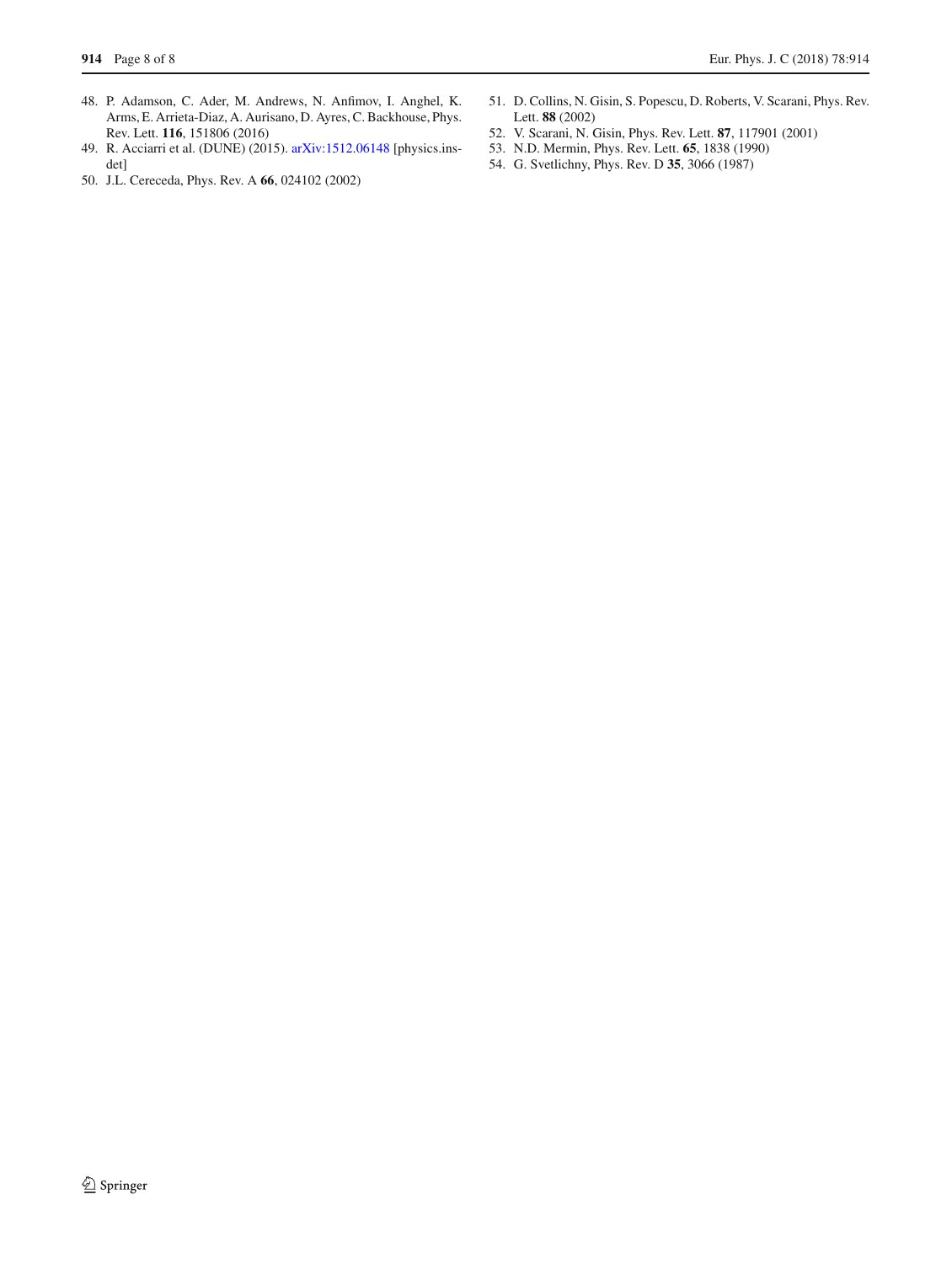48. P. Adamson, C. Ader, M. Andrews, N. Anfimov, I. Anghel, K. Arms, E. Arrieta-Diaz, A. Aurisano, D. Ayres, C. Backhouse, Phys. Rev. Lett. **116**, 151806 (2016)
49. R. Acciarri et al. (DUNE) (2015). arXiv:1512.06148 [physics.ins-det]
50. J.L. Cereceda, Phys. Rev. A **66**, 024102 (2002)
51. D. Collins, N. Gisin, S. Popescu, D. Roberts, V. Scarani, Phys. Rev. Lett. **88** (2002)
52. V. Scarani, N. Gisin, Phys. Rev. Lett. **87**, 117901 (2001)
53. N.D. Mermin, Phys. Rev. Lett. **65**, 1838 (1990)
54. G. Svetlichny, Phys. Rev. D **35**, 3066 (1987)